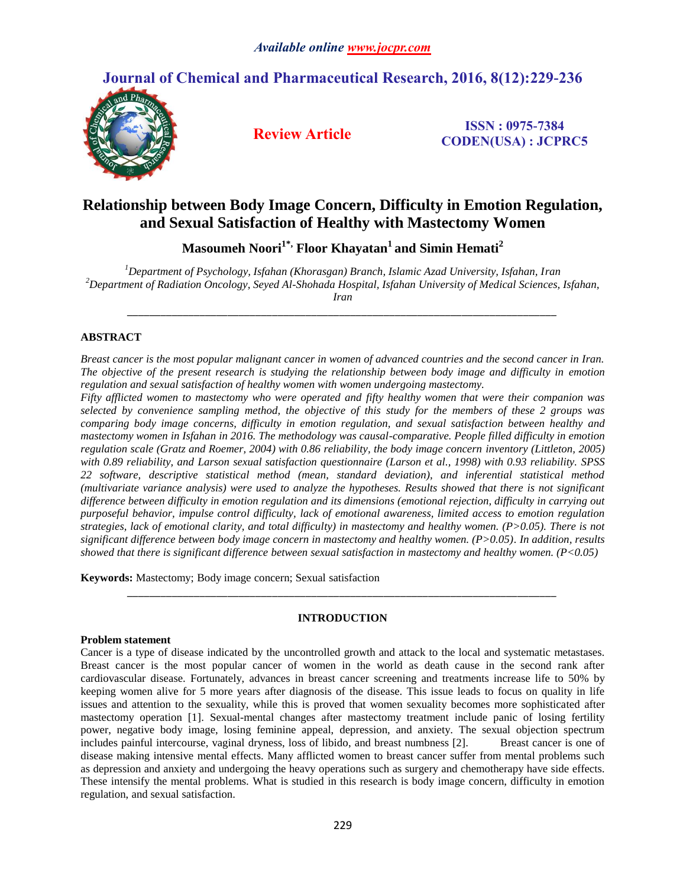*Available online www.jocpr.com*

# Journal of Chemical and Pharmaceutical Research, 2016, 8(12):229-236

**Review Article**

**ISSN : 0975-7384**
**CODEN(USA) : JCPRC5**

# Relationship between Body Image Concern, Difficulty in Emotion Regulation, and Sexual Satisfaction of Healthy with Mastectomy Women

**Masoumeh Noori[1*], Floor Khayatan[1] and Simin Hemati[2]**

[1]*Department of Psychology, Isfahan (Khorasgan) Branch, Islamic Azad University, Isfahan, Iran*
[2]*Department of Radiation Oncology, Seyed Al-Shohada Hospital, Isfahan University of Medical Sciences, Isfahan, Iran*

---

## ABSTRACT

*Breast cancer is the most popular malignant cancer in women of advanced countries and the second cancer in Iran. The objective of the present research is studying the relationship between body image and difficulty in emotion regulation and sexual satisfaction of healthy women with women undergoing mastectomy.*
*Fifty afflicted women to mastectomy who were operated and fifty healthy women that were their companion was selected by convenience sampling method, the objective of this study for the members of these 2 groups was comparing body image concerns, difficulty in emotion regulation, and sexual satisfaction between healthy and mastectomy women in Isfahan in 2016. The methodology was causal-comparative. People filled difficulty in emotion regulation scale (Gratz and Roemer, 2004) with 0.86 reliability, the body image concern inventory (Littleton, 2005) with 0.89 reliability, and Larson sexual satisfaction questionnaire (Larson et al., 1998) with 0.93 reliability. SPSS 22 software, descriptive statistical method (mean, standard deviation), and inferential statistical method (multivariate variance analysis) were used to analyze the hypotheses. Results showed that there is not significant difference between difficulty in emotion regulation and its dimensions (emotional rejection, difficulty in carrying out purposeful behavior, impulse control difficulty, lack of emotional awareness, limited access to emotion regulation strategies, lack of emotional clarity, and total difficulty) in mastectomy and healthy women. ($P>0.05$). There is not significant difference between body image concern in mastectomy and healthy women. ($P>0.05$). In addition, results showed that there is significant difference between sexual satisfaction in mastectomy and healthy women. ($P<0.05$)*

**Keywords:** Mastectomy; Body image concern; Sexual satisfaction

---

## INTRODUCTION

### Problem statement

Cancer is a type of disease indicated by the uncontrolled growth and attack to the local and systematic metastases. Breast cancer is the most popular cancer of women in the world as death cause in the second rank after cardiovascular disease. Fortunately, advances in breast cancer screening and treatments increase life to 50% by keeping women alive for 5 more years after diagnosis of the disease. This issue leads to focus on quality in life issues and attention to the sexuality, while this is proved that women sexuality becomes more sophisticated after mastectomy operation [1]. Sexual-mental changes after mastectomy treatment include panic of losing fertility power, negative body image, losing feminine appeal, depression, and anxiety. The sexual objection spectrum includes painful intercourse, vaginal dryness, loss of libido, and breast numbness [2]. Breast cancer is one of disease making intensive mental effects. Many afflicted women to breast cancer suffer from mental problems such as depression and anxiety and undergoing the heavy operations such as surgery and chemotherapy have side effects. These intensify the mental problems. What is studied in this research is body image concern, difficulty in emotion regulation, and sexual satisfaction.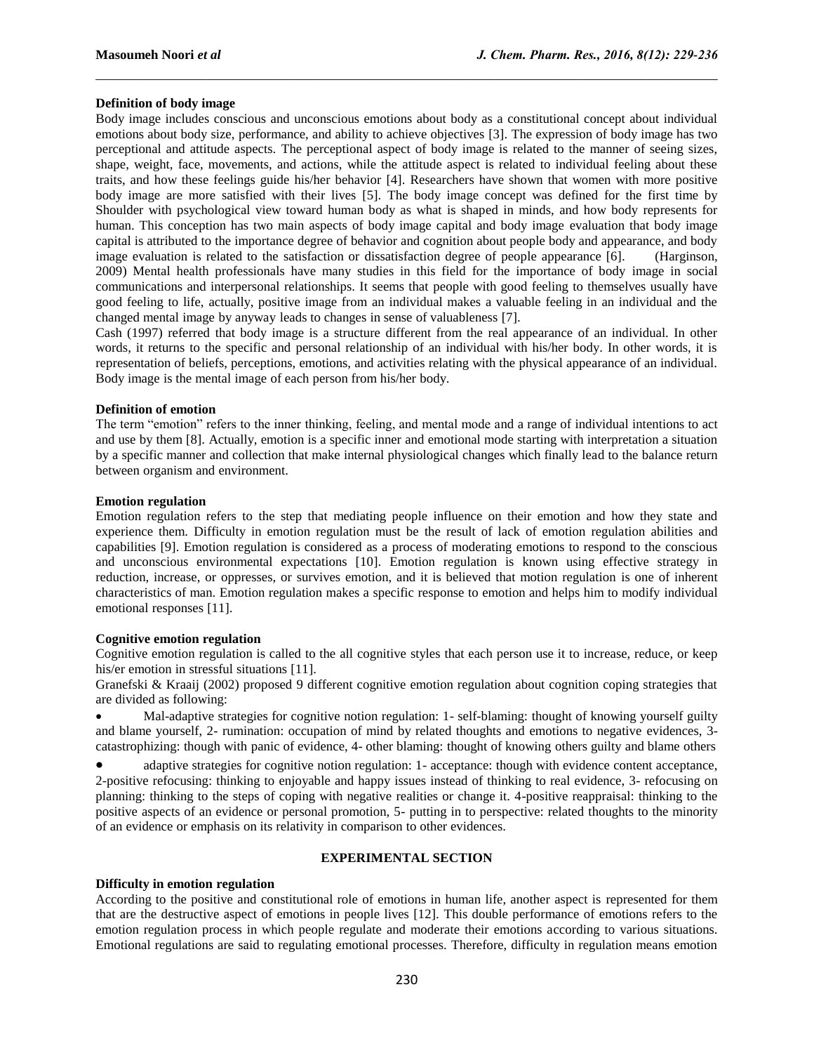**Definition of body image**

Body image includes conscious and unconscious emotions about body as a constitutional concept about individual emotions about body size, performance, and ability to achieve objectives [3]. The expression of body image has two perceptional and attitude aspects. The perceptional aspect of body image is related to the manner of seeing sizes, shape, weight, face, movements, and actions, while the attitude aspect is related to individual feeling about these traits, and how these feelings guide his/her behavior [4]. Researchers have shown that women with more positive body image are more satisfied with their lives [5]. The body image concept was defined for the first time by Shoulder with psychological view toward human body as what is shaped in minds, and how body represents for human. This conception has two main aspects of body image capital and body image evaluation that body image capital is attributed to the importance degree of behavior and cognition about people body and appearance, and body image evaluation is related to the satisfaction or dissatisfaction degree of people appearance [6]. (Harginson, 2009) Mental health professionals have many studies in this field for the importance of body image in social communications and interpersonal relationships. It seems that people with good feeling to themselves usually have good feeling to life, actually, positive image from an individual makes a valuable feeling in an individual and the changed mental image by anyway leads to changes in sense of valuableness [7].

Cash (1997) referred that body image is a structure different from the real appearance of an individual. In other words, it returns to the specific and personal relationship of an individual with his/her body. In other words, it is representation of beliefs, perceptions, emotions, and activities relating with the physical appearance of an individual. Body image is the mental image of each person from his/her body.

**Definition of emotion**

The term "emotion" refers to the inner thinking, feeling, and mental mode and a range of individual intentions to act and use by them [8]. Actually, emotion is a specific inner and emotional mode starting with interpretation a situation by a specific manner and collection that make internal physiological changes which finally lead to the balance return between organism and environment.

**Emotion regulation**

Emotion regulation refers to the step that mediating people influence on their emotion and how they state and experience them. Difficulty in emotion regulation must be the result of lack of emotion regulation abilities and capabilities [9]. Emotion regulation is considered as a process of moderating emotions to respond to the conscious and unconscious environmental expectations [10]. Emotion regulation is known using effective strategy in reduction, increase, or oppresses, or survives emotion, and it is believed that motion regulation is one of inherent characteristics of man. Emotion regulation makes a specific response to emotion and helps him to modify individual emotional responses [11].

**Cognitive emotion regulation**

Cognitive emotion regulation is called to the all cognitive styles that each person use it to increase, reduce, or keep his/er emotion in stressful situations [11].

Granefski & Kraaij (2002) proposed 9 different cognitive emotion regulation about cognition coping strategies that are divided as following:

- Mal-adaptive strategies for cognitive notion regulation: 1- self-blaming: thought of knowing yourself guilty and blame yourself, 2- rumination: occupation of mind by related thoughts and emotions to negative evidences, 3- catastrophizing: though with panic of evidence, 4- other blaming: thought of knowing others guilty and blame others
- adaptive strategies for cognitive notion regulation: 1- acceptance: though with evidence content acceptance, 2-positive refocusing: thinking to enjoyable and happy issues instead of thinking to real evidence, 3- refocusing on planning: thinking to the steps of coping with negative realities or change it. 4-positive reappraisal: thinking to the positive aspects of an evidence or personal promotion, 5- putting in to perspective: related thoughts to the minority of an evidence or emphasis on its relativity in comparison to other evidences.

## EXPERIMENTAL SECTION

**Difficulty in emotion regulation**

According to the positive and constitutional role of emotions in human life, another aspect is represented for them that are the destructive aspect of emotions in people lives [12]. This double performance of emotions refers to the emotion regulation process in which people regulate and moderate their emotions according to various situations. Emotional regulations are said to regulating emotional processes. Therefore, difficulty in regulation means emotion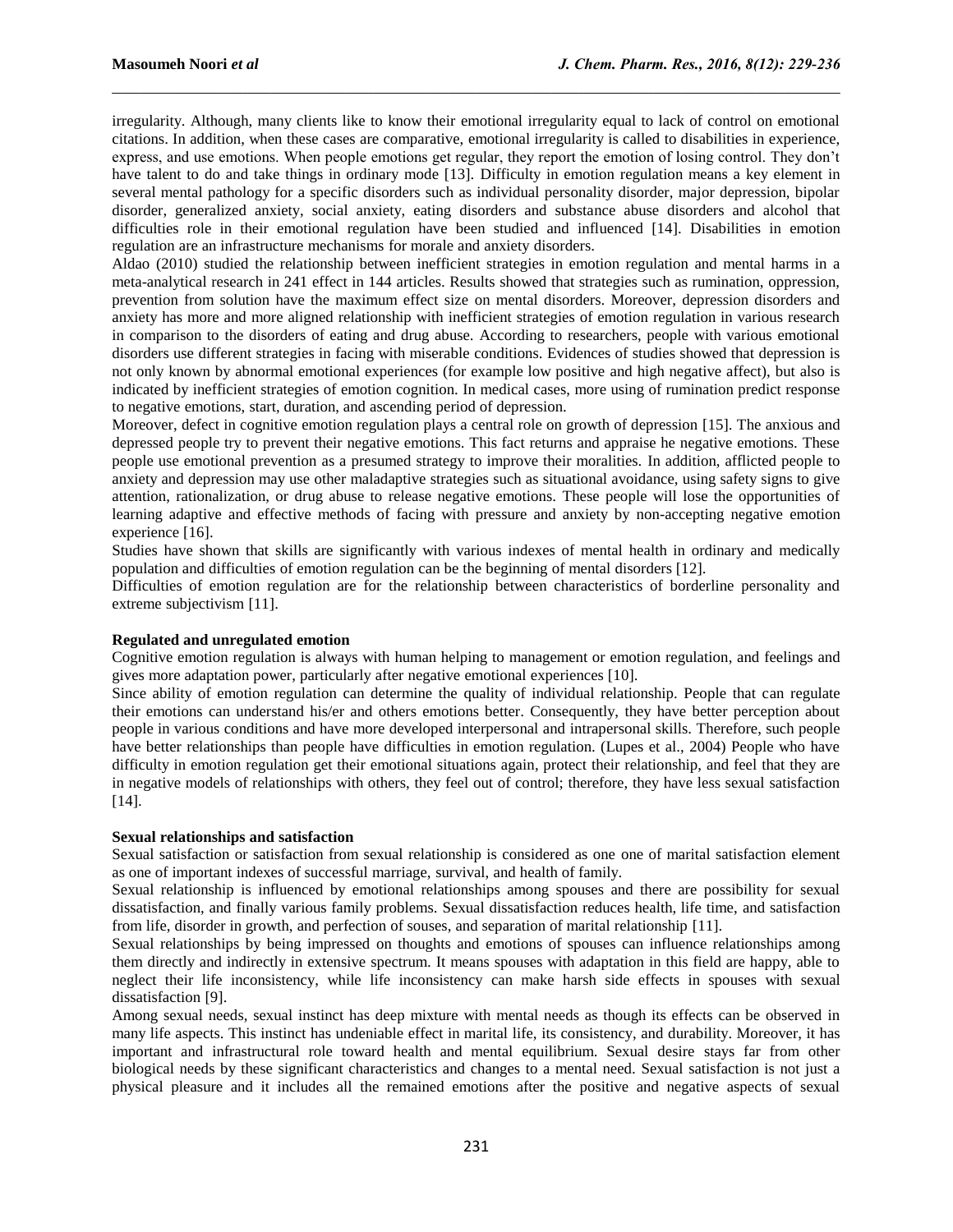irregularity. Although, many clients like to know their emotional irregularity equal to lack of control on emotional citations. In addition, when these cases are comparative, emotional irregularity is called to disabilities in experience, express, and use emotions. When people emotions get regular, they report the emotion of losing control. They don't have talent to do and take things in ordinary mode [13]. Difficulty in emotion regulation means a key element in several mental pathology for a specific disorders such as individual personality disorder, major depression, bipolar disorder, generalized anxiety, social anxiety, eating disorders and substance abuse disorders and alcohol that difficulties role in their emotional regulation have been studied and influenced [14]. Disabilities in emotion regulation are an infrastructure mechanisms for morale and anxiety disorders.

Aldao (2010) studied the relationship between inefficient strategies in emotion regulation and mental harms in a meta-analytical research in 241 effect in 144 articles. Results showed that strategies such as rumination, oppression, prevention from solution have the maximum effect size on mental disorders. Moreover, depression disorders and anxiety has more and more aligned relationship with inefficient strategies of emotion regulation in various research in comparison to the disorders of eating and drug abuse. According to researchers, people with various emotional disorders use different strategies in facing with miserable conditions. Evidences of studies showed that depression is not only known by abnormal emotional experiences (for example low positive and high negative affect), but also is indicated by inefficient strategies of emotion cognition. In medical cases, more using of rumination predict response to negative emotions, start, duration, and ascending period of depression.

Moreover, defect in cognitive emotion regulation plays a central role on growth of depression [15]. The anxious and depressed people try to prevent their negative emotions. This fact returns and appraise he negative emotions. These people use emotional prevention as a presumed strategy to improve their moralities. In addition, afflicted people to anxiety and depression may use other maladaptive strategies such as situational avoidance, using safety signs to give attention, rationalization, or drug abuse to release negative emotions. These people will lose the opportunities of learning adaptive and effective methods of facing with pressure and anxiety by non-accepting negative emotion experience [16].

Studies have shown that skills are significantly with various indexes of mental health in ordinary and medically population and difficulties of emotion regulation can be the beginning of mental disorders [12].

Difficulties of emotion regulation are for the relationship between characteristics of borderline personality and extreme subjectivism [11].

**Regulated and unregulated emotion**

Cognitive emotion regulation is always with human helping to management or emotion regulation, and feelings and gives more adaptation power, particularly after negative emotional experiences [10].

Since ability of emotion regulation can determine the quality of individual relationship. People that can regulate their emotions can understand his/er and others emotions better. Consequently, they have better perception about people in various conditions and have more developed interpersonal and intrapersonal skills. Therefore, such people have better relationships than people have difficulties in emotion regulation. (Lupes et al., 2004) People who have difficulty in emotion regulation get their emotional situations again, protect their relationship, and feel that they are in negative models of relationships with others, they feel out of control; therefore, they have less sexual satisfaction [14].

**Sexual relationships and satisfaction**

Sexual satisfaction or satisfaction from sexual relationship is considered as one one of marital satisfaction element as one of important indexes of successful marriage, survival, and health of family.

Sexual relationship is influenced by emotional relationships among spouses and there are possibility for sexual dissatisfaction, and finally various family problems. Sexual dissatisfaction reduces health, life time, and satisfaction from life, disorder in growth, and perfection of souses, and separation of marital relationship [11].

Sexual relationships by being impressed on thoughts and emotions of spouses can influence relationships among them directly and indirectly in extensive spectrum. It means spouses with adaptation in this field are happy, able to neglect their life inconsistency, while life inconsistency can make harsh side effects in spouses with sexual dissatisfaction [9].

Among sexual needs, sexual instinct has deep mixture with mental needs as though its effects can be observed in many life aspects. This instinct has undeniable effect in marital life, its consistency, and durability. Moreover, it has important and infrastructural role toward health and mental equilibrium. Sexual desire stays far from other biological needs by these significant characteristics and changes to a mental need. Sexual satisfaction is not just a physical pleasure and it includes all the remained emotions after the positive and negative aspects of sexual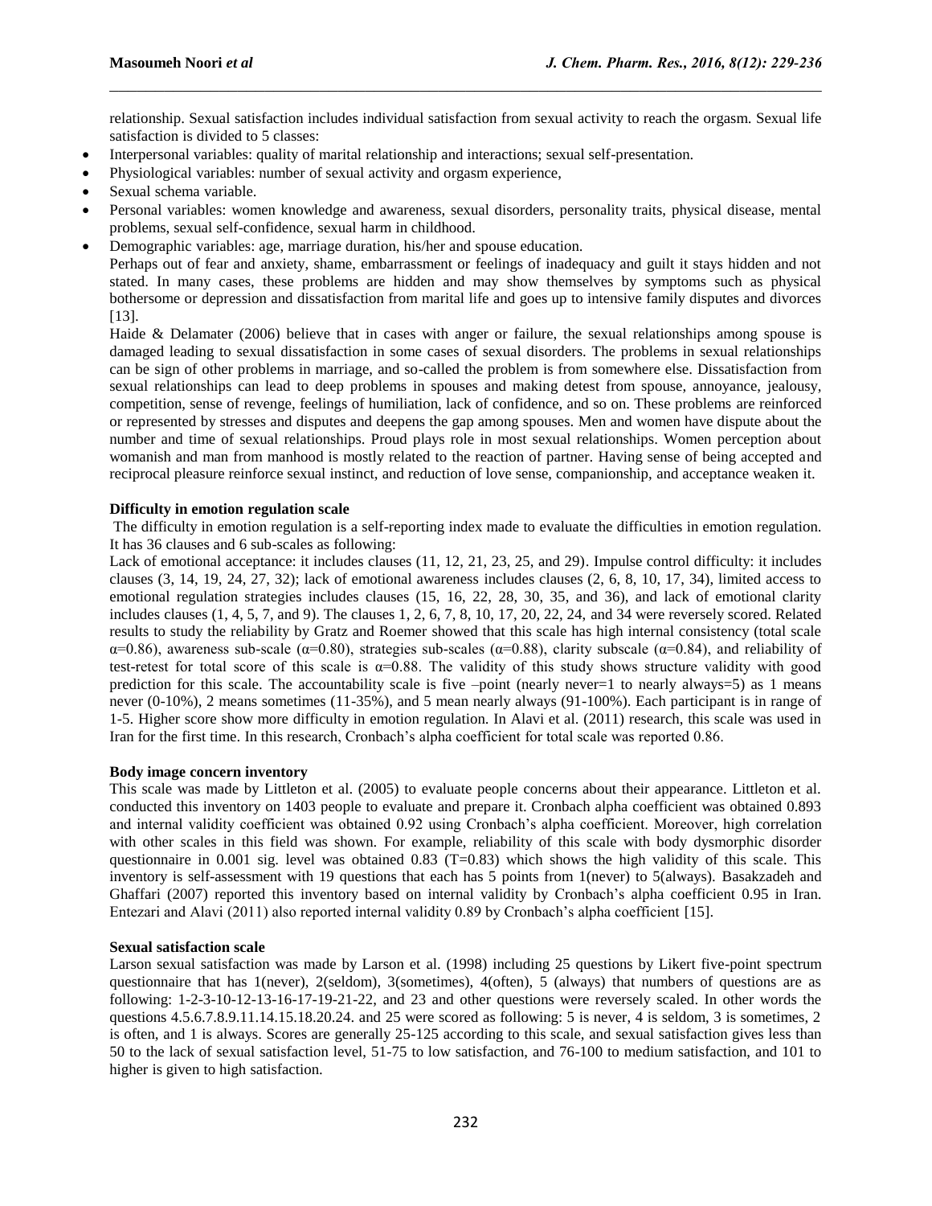relationship. Sexual satisfaction includes individual satisfaction from sexual activity to reach the orgasm. Sexual life satisfaction is divided to 5 classes:

- Interpersonal variables: quality of marital relationship and interactions; sexual self-presentation.
- Physiological variables: number of sexual activity and orgasm experience,
- Sexual schema variable.
- Personal variables: women knowledge and awareness, sexual disorders, personality traits, physical disease, mental problems, sexual self-confidence, sexual harm in childhood.
- Demographic variables: age, marriage duration, his/her and spouse education.

Perhaps out of fear and anxiety, shame, embarrassment or feelings of inadequacy and guilt it stays hidden and not stated. In many cases, these problems are hidden and may show themselves by symptoms such as physical bothersome or depression and dissatisfaction from marital life and goes up to intensive family disputes and divorces [13].

Haide & Delamater (2006) believe that in cases with anger or failure, the sexual relationships among spouse is damaged leading to sexual dissatisfaction in some cases of sexual disorders. The problems in sexual relationships can be sign of other problems in marriage, and so-called the problem is from somewhere else. Dissatisfaction from sexual relationships can lead to deep problems in spouses and making detest from spouse, annoyance, jealousy, competition, sense of revenge, feelings of humiliation, lack of confidence, and so on. These problems are reinforced or represented by stresses and disputes and deepens the gap among spouses. Men and women have dispute about the number and time of sexual relationships. Proud plays role in most sexual relationships. Women perception about womanish and man from manhood is mostly related to the reaction of partner. Having sense of being accepted and reciprocal pleasure reinforce sexual instinct, and reduction of love sense, companionship, and acceptance weaken it.

**Difficulty in emotion regulation scale**

The difficulty in emotion regulation is a self-reporting index made to evaluate the difficulties in emotion regulation. It has 36 clauses and 6 sub-scales as following:

Lack of emotional acceptance: it includes clauses (11, 12, 21, 23, 25, and 29). Impulse control difficulty: it includes clauses (3, 14, 19, 24, 27, 32); lack of emotional awareness includes clauses (2, 6, 8, 10, 17, 34), limited access to emotional regulation strategies includes clauses (15, 16, 22, 28, 30, 35, and 36), and lack of emotional clarity includes clauses (1, 4, 5, 7, and 9). The clauses 1, 2, 6, 7, 8, 10, 17, 20, 22, 24, and 34 were reversely scored. Related results to study the reliability by Gratz and Roemer showed that this scale has high internal consistency (total scale $\alpha$=0.86), awareness sub-scale ($\alpha$=0.80), strategies sub-scales ($\alpha$=0.88), clarity subscale ($\alpha$=0.84), and reliability of test-retest for total score of this scale is $\alpha$=0.88. The validity of this study shows structure validity with good prediction for this scale. The accountability scale is five –point (nearly never=1 to nearly always=5) as 1 means never (0-10%), 2 means sometimes (11-35%), and 5 mean nearly always (91-100%). Each participant is in range of 1-5. Higher score show more difficulty in emotion regulation. In Alavi et al. (2011) research, this scale was used in Iran for the first time. In this research, Cronbach's alpha coefficient for total scale was reported 0.86.

**Body image concern inventory**

This scale was made by Littleton et al. (2005) to evaluate people concerns about their appearance. Littleton et al. conducted this inventory on 1403 people to evaluate and prepare it. Cronbach alpha coefficient was obtained 0.893 and internal validity coefficient was obtained 0.92 using Cronbach's alpha coefficient. Moreover, high correlation with other scales in this field was shown. For example, reliability of this scale with body dysmorphic disorder questionnaire in 0.001 sig. level was obtained 0.83 (T=0.83) which shows the high validity of this scale. This inventory is self-assessment with 19 questions that each has 5 points from 1(never) to 5(always). Basakzadeh and Ghaffari (2007) reported this inventory based on internal validity by Cronbach's alpha coefficient 0.95 in Iran. Entezari and Alavi (2011) also reported internal validity 0.89 by Cronbach's alpha coefficient [15].

**Sexual satisfaction scale**

Larson sexual satisfaction was made by Larson et al. (1998) including 25 questions by Likert five-point spectrum questionnaire that has 1(never), 2(seldom), 3(sometimes), 4(often), 5 (always) that numbers of questions are as following: 1-2-3-10-12-13-16-17-19-21-22, and 23 and other questions were reversely scaled. In other words the questions 4.5.6.7.8.9.11.14.15.18.20.24. and 25 were scored as following: 5 is never, 4 is seldom, 3 is sometimes, 2 is often, and 1 is always. Scores are generally 25-125 according to this scale, and sexual satisfaction gives less than 50 to the lack of sexual satisfaction level, 51-75 to low satisfaction, and 76-100 to medium satisfaction, and 101 to higher is given to high satisfaction.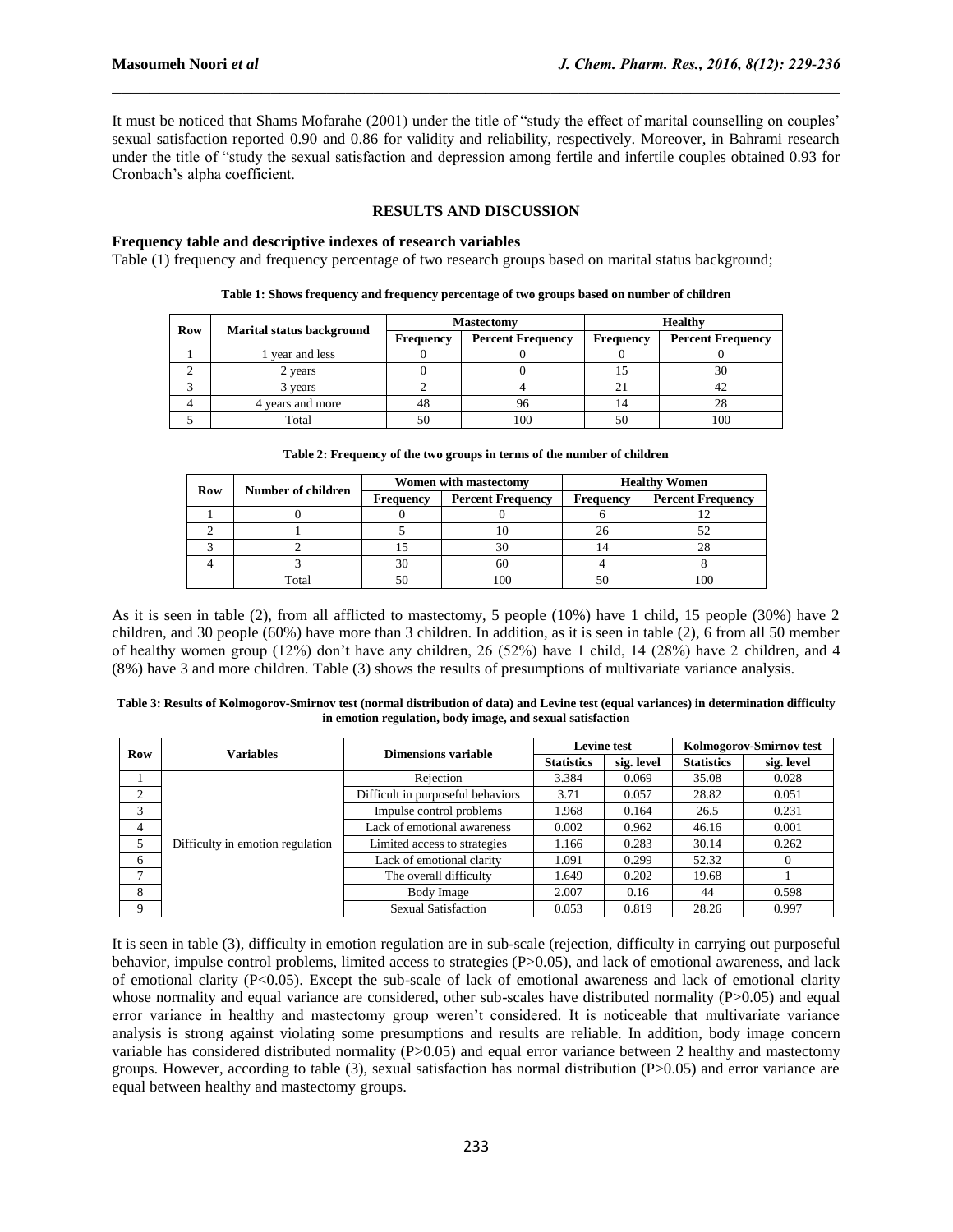It must be noticed that Shams Mofarahe (2001) under the title of "study the effect of marital counselling on couples' sexual satisfaction reported 0.90 and 0.86 for validity and reliability, respectively. Moreover, in Bahrami research under the title of "study the sexual satisfaction and depression among fertile and infertile couples obtained 0.93 for Cronbach's alpha coefficient.

## RESULTS AND DISCUSSION

### Frequency table and descriptive indexes of research variables

Table (1) frequency and frequency percentage of two research groups based on marital status background;

**Table 1: Shows frequency and frequency percentage of two groups based on number of children**

| Row | Marital status background | Mastectomy | | Healthy | |
|---|---|---|---|---|---|
| | | Frequency | Percent Frequency | Frequency | Percent Frequency |
| 1 | 1 year and less | 0 | 0 | 0 | 0 |
| 2 | 2 years | 0 | 0 | 15 | 30 |
| 3 | 3 years | 2 | 4 | 21 | 42 |
| 4 | 4 years and more | 48 | 96 | 14 | 28 |
| 5 | Total | 50 | 100 | 50 | 100 |

**Table 2: Frequency of the two groups in terms of the number of children**

| Row | Number of children | Women with mastectomy | | Healthy Women | |
|---|---|---|---|---|---|
| | | Frequency | Percent Frequency | Frequency | Percent Frequency |
| 1 | 0 | 0 | 0 | 6 | 12 |
| 2 | 1 | 5 | 10 | 26 | 52 |
| 3 | 2 | 15 | 30 | 14 | 28 |
| 4 | 3 | 30 | 60 | 4 | 8 |
| | Total | 50 | 100 | 50 | 100 |

As it is seen in table (2), from all afflicted to mastectomy, 5 people (10%) have 1 child, 15 people (30%) have 2 children, and 30 people (60%) have more than 3 children. In addition, as it is seen in table (2), 6 from all 50 member of healthy women group (12%) don't have any children, 26 (52%) have 1 child, 14 (28%) have 2 children, and 4 (8%) have 3 and more children. Table (3) shows the results of presumptions of multivariate variance analysis.

**Table 3: Results of Kolmogorov-Smirnov test (normal distribution of data) and Levine test (equal variances) in determination difficulty in emotion regulation, body image, and sexual satisfaction**

| Row | Variables | Dimensions variable | Levine test | | Kolmogorov-Smirnov test | |
|---|---|---|---|---|---|---|
| | | | Statistics | sig. level | Statistics | sig. level |
| 1 | Difficulty in emotion regulation | Rejection | 3.384 | 0.069 | 35.08 | 0.028 |
| 2 | | Difficult in purposeful behaviors | 3.71 | 0.057 | 28.82 | 0.051 |
| 3 | | Impulse control problems | 1.968 | 0.164 | 26.5 | 0.231 |
| 4 | | Lack of emotional awareness | 0.002 | 0.962 | 46.16 | 0.001 |
| 5 | | Limited access to strategies | 1.166 | 0.283 | 30.14 | 0.262 |
| 6 | | Lack of emotional clarity | 1.091 | 0.299 | 52.32 | 0 |
| 7 | | The overall difficulty | 1.649 | 0.202 | 19.68 | 1 |
| 8 | | Body Image | 2.007 | 0.16 | 44 | 0.598 |
| 9 | | Sexual Satisfaction | 0.053 | 0.819 | 28.26 | 0.997 |

It is seen in table (3), difficulty in emotion regulation are in sub-scale (rejection, difficulty in carrying out purposeful behavior, impulse control problems, limited access to strategies ($P>0.05$), and lack of emotional awareness, and lack of emotional clarity ($P<0.05$). Except the sub-scale of lack of emotional awareness and lack of emotional clarity whose normality and equal variance are considered, other sub-scales have distributed normality ($P>0.05$) and equal error variance in healthy and mastectomy group weren't considered. It is noticeable that multivariate variance analysis is strong against violating some presumptions and results are reliable. In addition, body image concern variable has considered distributed normality ($P>0.05$) and equal error variance between 2 healthy and mastectomy groups. However, according to table (3), sexual satisfaction has normal distribution ($P>0.05$) and error variance are equal between healthy and mastectomy groups.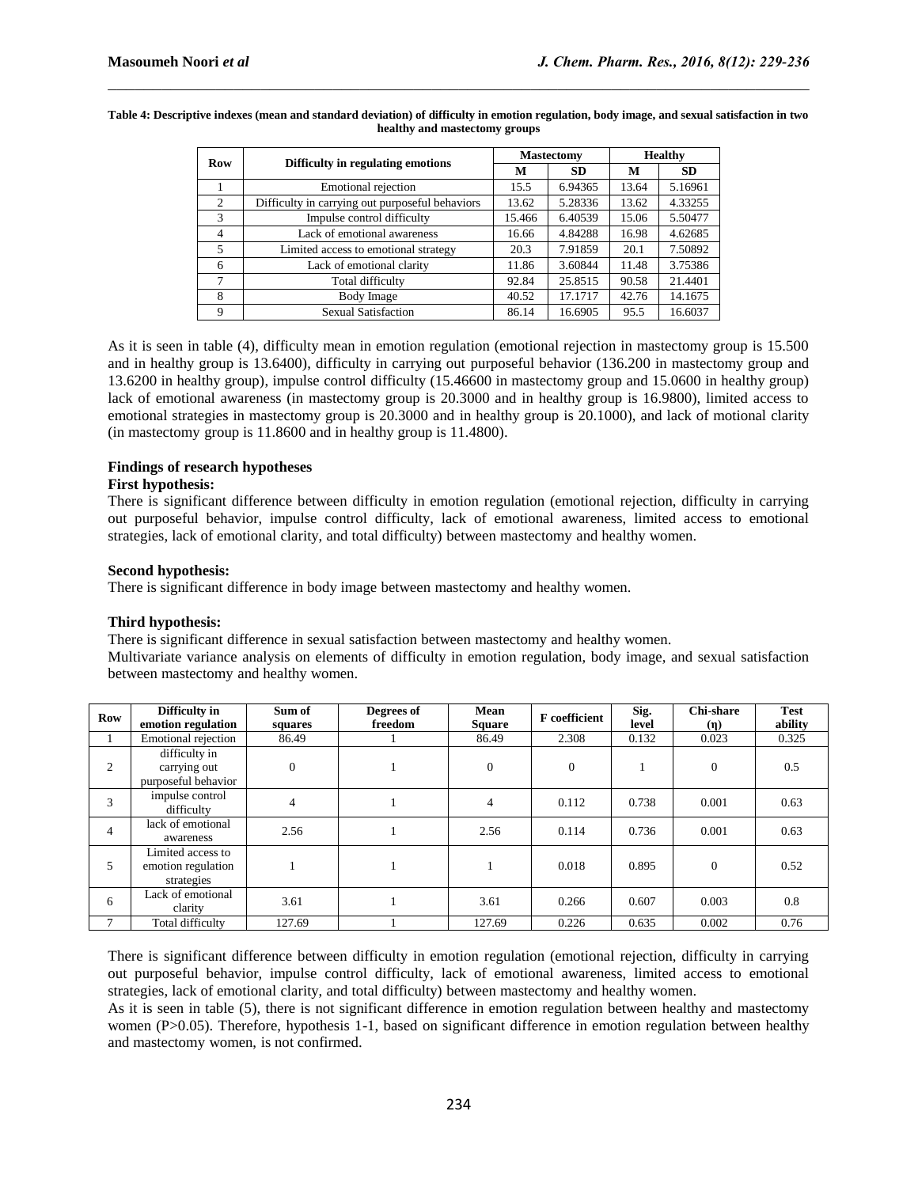**Table 4: Descriptive indexes (mean and standard deviation) of difficulty in emotion regulation, body image, and sexual satisfaction in two healthy and mastectomy groups**

| Row | Difficulty in regulating emotions | Mastectomy | | Healthy | |
|---|---|---|---|---|---|
| | | M | SD | M | SD |
| 1 | Emotional rejection | 15.5 | 6.94365 | 13.64 | 5.16961 |
| 2 | Difficulty in carrying out purposeful behaviors | 13.62 | 5.28336 | 13.62 | 4.33255 |
| 3 | Impulse control difficulty | 15.466 | 6.40539 | 15.06 | 5.50477 |
| 4 | Lack of emotional awareness | 16.66 | 4.84288 | 16.98 | 4.62685 |
| 5 | Limited access to emotional strategy | 20.3 | 7.91859 | 20.1 | 7.50892 |
| 6 | Lack of emotional clarity | 11.86 | 3.60844 | 11.48 | 3.75386 |
| 7 | Total difficulty | 92.84 | 25.8515 | 90.58 | 21.4401 |
| 8 | Body Image | 40.52 | 17.1717 | 42.76 | 14.1675 |
| 9 | Sexual Satisfaction | 86.14 | 16.6905 | 95.5 | 16.6037 |

As it is seen in table (4), difficulty mean in emotion regulation (emotional rejection in mastectomy group is 15.500 and in healthy group is 13.6400), difficulty in carrying out purposeful behavior (136.200 in mastectomy group and 13.6200 in healthy group), impulse control difficulty (15.46600 in mastectomy group and 15.0600 in healthy group) lack of emotional awareness (in mastectomy group is 20.3000 and in healthy group is 16.9800), limited access to emotional strategies in mastectomy group is 20.3000 and in healthy group is 20.1000), and lack of motional clarity (in mastectomy group is 11.8600 and in healthy group is 11.4800).

### Findings of research hypotheses

**First hypothesis:**

There is significant difference between difficulty in emotion regulation (emotional rejection, difficulty in carrying out purposeful behavior, impulse control difficulty, lack of emotional awareness, limited access to emotional strategies, lack of emotional clarity, and total difficulty) between mastectomy and healthy women.

**Second hypothesis:**

There is significant difference in body image between mastectomy and healthy women.

**Third hypothesis:**

There is significant difference in sexual satisfaction between mastectomy and healthy women.

Multivariate variance analysis on elements of difficulty in emotion regulation, body image, and sexual satisfaction between mastectomy and healthy women.

| Row | Difficulty in emotion regulation | Sum of squares | Degrees of freedom | Mean Square | F coefficient | Sig. level | Chi-share (η) | Test ability |
|---|---|---|---|---|---|---|---|---|
| 1 | Emotional rejection | 86.49 | 1 | 86.49 | 2.308 | 0.132 | 0.023 | 0.325 |
| 2 | difficulty in carrying out purposeful behavior | 0 | 1 | 0 | 0 | 1 | 0 | 0.5 |
| 3 | impulse control difficulty | 4 | 1 | 4 | 0.112 | 0.738 | 0.001 | 0.63 |
| 4 | lack of emotional awareness | 2.56 | 1 | 2.56 | 0.114 | 0.736 | 0.001 | 0.63 |
| 5 | Limited access to emotion regulation strategies | 1 | 1 | 1 | 0.018 | 0.895 | 0 | 0.52 |
| 6 | Lack of emotional clarity | 3.61 | 1 | 3.61 | 0.266 | 0.607 | 0.003 | 0.8 |
| 7 | Total difficulty | 127.69 | 1 | 127.69 | 0.226 | 0.635 | 0.002 | 0.76 |

There is significant difference between difficulty in emotion regulation (emotional rejection, difficulty in carrying out purposeful behavior, impulse control difficulty, lack of emotional awareness, limited access to emotional strategies, lack of emotional clarity, and total difficulty) between mastectomy and healthy women.

As it is seen in table (5), there is not significant difference in emotion regulation between healthy and mastectomy women ($P>0.05$). Therefore, hypothesis 1-1, based on significant difference in emotion regulation between healthy and mastectomy women, is not confirmed.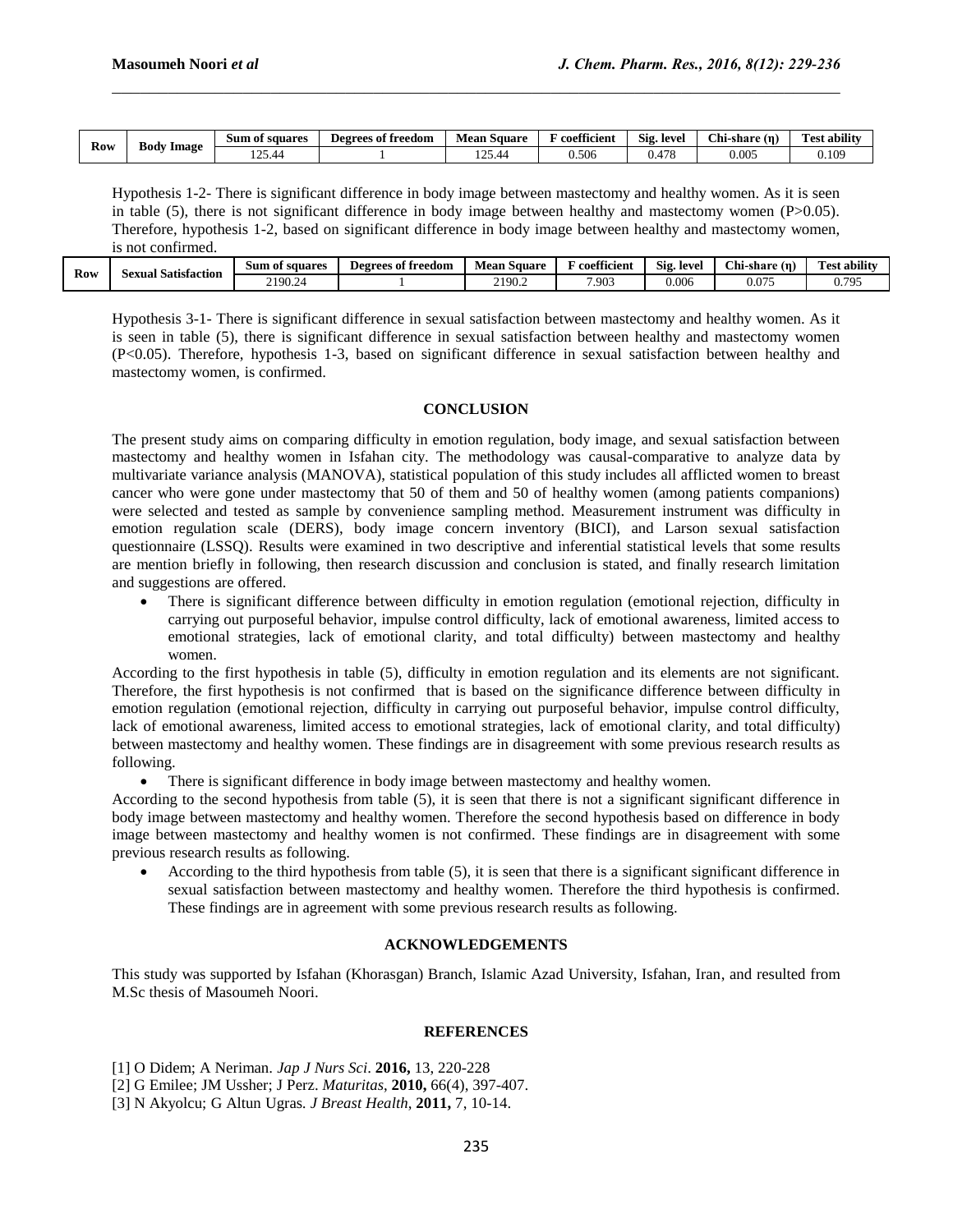| Row | Body Image | Sum of squares | Degrees of freedom | Mean Square | F coefficient | Sig. level | Chi-share (η) | Test ability |
|---|---|---|---|---|---|---|---|---|
| | | 125.44 | 1 | 125.44 | 0.506 | 0.478 | 0.005 | 0.109 |

Hypothesis 1-2- There is significant difference in body image between mastectomy and healthy women. As it is seen in table (5), there is not significant difference in body image between healthy and mastectomy women (P>0.05). Therefore, hypothesis 1-2, based on significant difference in body image between healthy and mastectomy women, is not confirmed.

| Row | Sexual Satisfaction | Sum of squares | Degrees of freedom | Mean Square | F coefficient | Sig. level | Chi-share (η) | Test ability |
|---|---|---|---|---|---|---|---|---|
| | | 2190.24 | 1 | 2190.2 | 7.903 | 0.006 | 0.075 | 0.795 |

Hypothesis 3-1- There is significant difference in sexual satisfaction between mastectomy and healthy women. As it is seen in table (5), there is significant difference in sexual satisfaction between healthy and mastectomy women (P<0.05). Therefore, hypothesis 1-3, based on significant difference in sexual satisfaction between healthy and mastectomy women, is confirmed.

## CONCLUSION

The present study aims on comparing difficulty in emotion regulation, body image, and sexual satisfaction between mastectomy and healthy women in Isfahan city. The methodology was causal-comparative to analyze data by multivariate variance analysis (MANOVA), statistical population of this study includes all afflicted women to breast cancer who were gone under mastectomy that 50 of them and 50 of healthy women (among patients companions) were selected and tested as sample by convenience sampling method. Measurement instrument was difficulty in emotion regulation scale (DERS), body image concern inventory (BICI), and Larson sexual satisfaction questionnaire (LSSQ). Results were examined in two descriptive and inferential statistical levels that some results are mention briefly in following, then research discussion and conclusion is stated, and finally research limitation and suggestions are offered.

- There is significant difference between difficulty in emotion regulation (emotional rejection, difficulty in carrying out purposeful behavior, impulse control difficulty, lack of emotional awareness, limited access to emotional strategies, lack of emotional clarity, and total difficulty) between mastectomy and healthy women.

According to the first hypothesis in table (5), difficulty in emotion regulation and its elements are not significant. Therefore, the first hypothesis is not confirmed that is based on the significance difference between difficulty in emotion regulation (emotional rejection, difficulty in carrying out purposeful behavior, impulse control difficulty, lack of emotional awareness, limited access to emotional strategies, lack of emotional clarity, and total difficulty) between mastectomy and healthy women. These findings are in disagreement with some previous research results as following.

- There is significant difference in body image between mastectomy and healthy women.

According to the second hypothesis from table (5), it is seen that there is not a significant significant difference in body image between mastectomy and healthy women. Therefore the second hypothesis based on difference in body image between mastectomy and healthy women is not confirmed. These findings are in disagreement with some previous research results as following.

- According to the third hypothesis from table (5), it is seen that there is a significant significant difference in sexual satisfaction between mastectomy and healthy women. Therefore the third hypothesis is confirmed. These findings are in agreement with some previous research results as following.

## ACKNOWLEDGEMENTS

This study was supported by Isfahan (Khorasgan) Branch, Islamic Azad University, Isfahan, Iran, and resulted from M.Sc thesis of Masoumeh Noori.

## REFERENCES

[1] O Didem; A Neriman. *Jap J Nurs Sci*. **2016,** 13, 220-228

[2] G Emilee; JM Ussher; J Perz. *Maturitas*, **2010,** 66(4), 397-407.

[3] N Akyolcu; G Altun Ugras. *J Breast Health*, **2011,** 7, 10-14.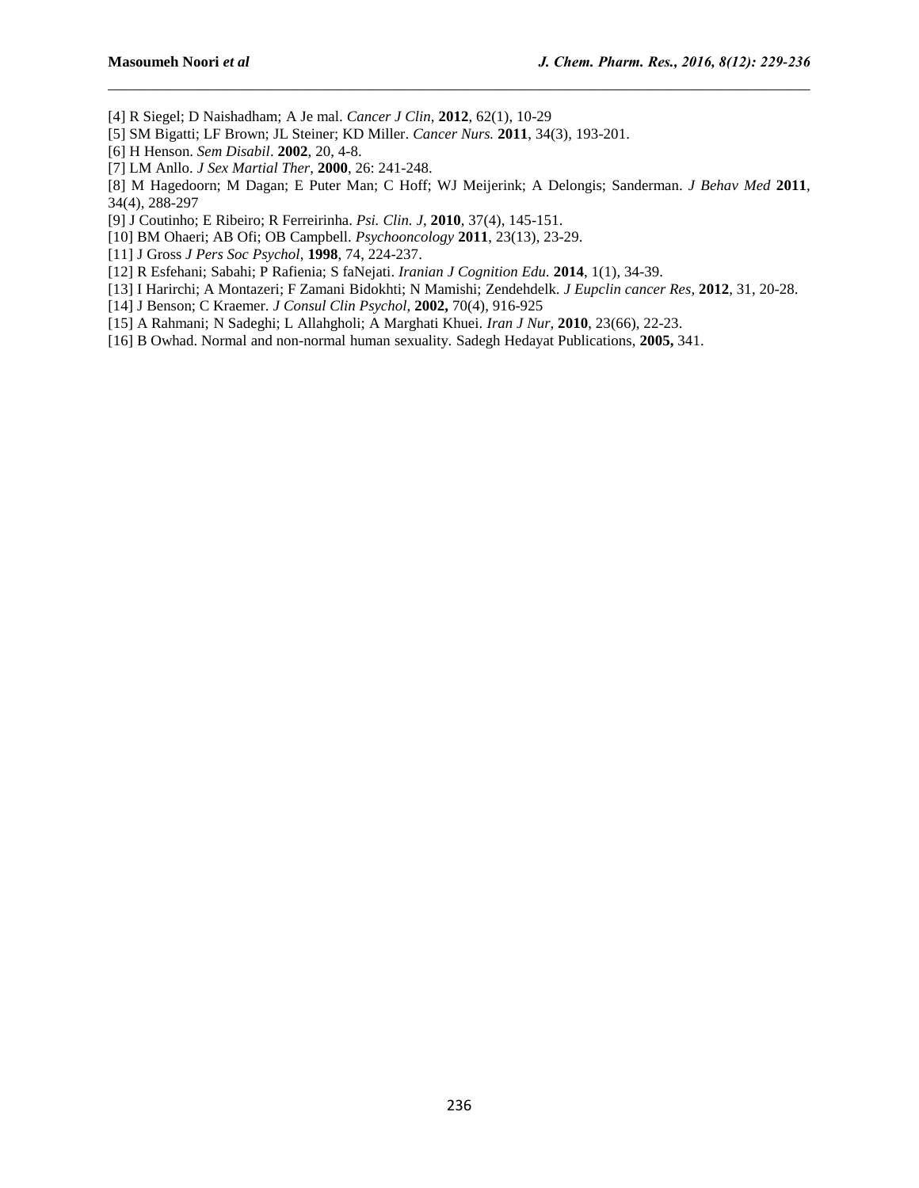[4] R Siegel; D Naishadham; A Je mal. *Cancer J Clin*, **2012**, 62(1), 10-29

[5] SM Bigatti; LF Brown; JL Steiner; KD Miller. *Cancer Nurs.* **2011**, 34(3), 193-201.

[6] H Henson. *Sem Disabil*. **2002**, 20, 4-8.

[7] LM Anllo. *J Sex Martial Ther*, **2000**, 26: 241-248.

[8] M Hagedoorn; M Dagan; E Puter Man; C Hoff; WJ Meijerink; A Delongis; Sanderman. *J Behav Med* **2011**, 34(4), 288-297

[9] J Coutinho; E Ribeiro; R Ferreirinha. *Psi. Clin. J*, **2010**, 37(4), 145-151.

[10] BM Ohaeri; AB Ofi; OB Campbell. *Psychooncology* **2011**, 23(13), 23-29.

[11] J Gross *J Pers Soc Psychol*, **1998**, 74, 224-237.

[12] R Esfehani; Sabahi; P Rafienia; S faNejati. *Iranian J Cognition Edu.* **2014**, 1(1), 34-39.

[13] I Harirchi; A Montazeri; F Zamani Bidokhti; N Mamishi; Zendehdelk. *J Eupclin cancer Res,* **2012**, 31, 20-28.

[14] J Benson; C Kraemer. *J Consul Clin Psychol*, **2002,** 70(4), 916-925

[15] A Rahmani; N Sadeghi; L Allahgholi; A Marghati Khuei. *Iran J Nur*, **2010**, 23(66), 22-23.

[16] B Owhad. Normal and non-normal human sexuality. Sadegh Hedayat Publications, **2005,** 341.